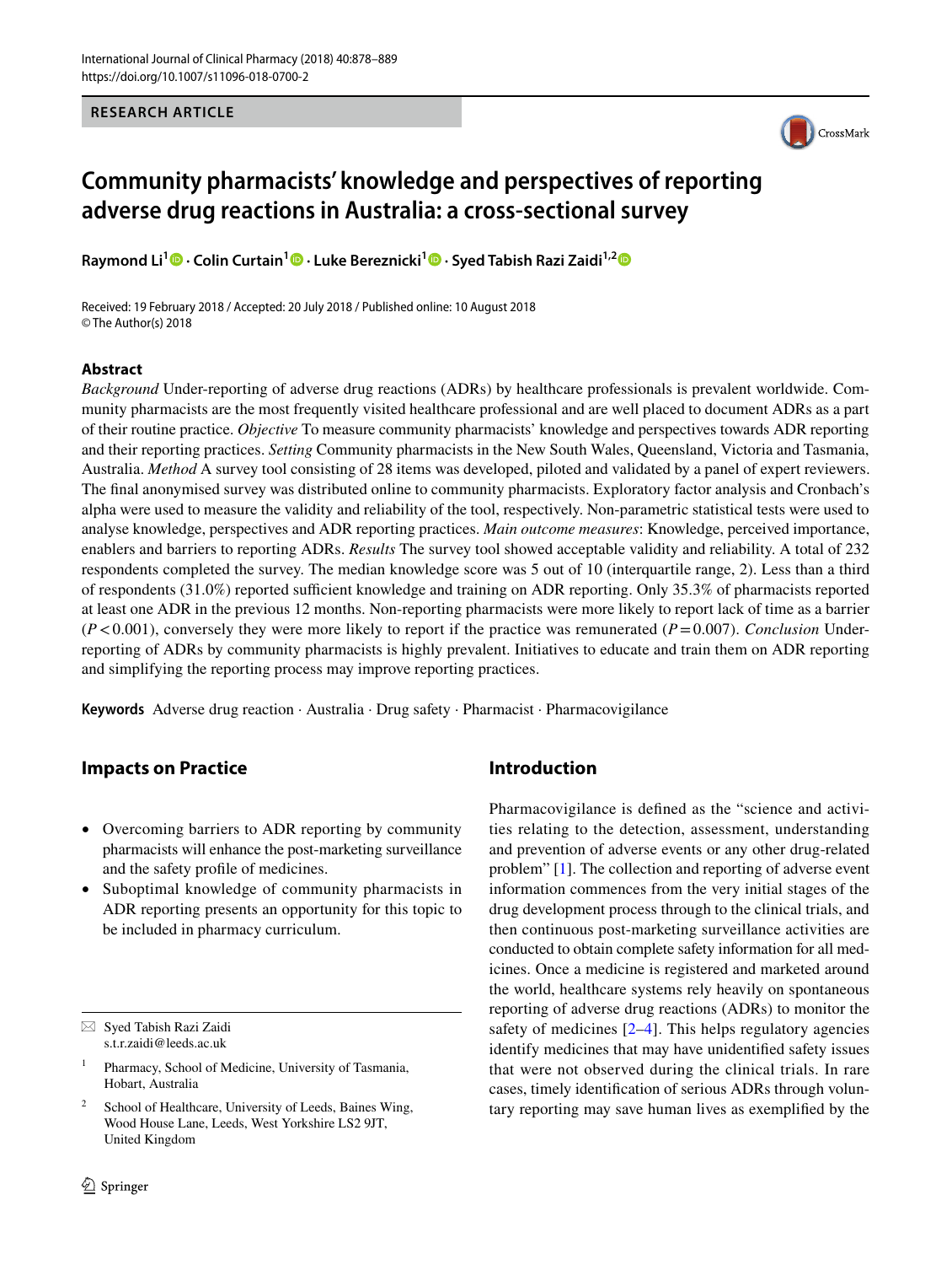RESEARCH ARTICLE

# Community pharmacists' knowledge and perspectives of reporting adverse drug reactions in Australia: a cross-sectional survey

**Raymond Li**[1] · **Colin Curtain**[1] · **Luke Bereznicki**[1] · **Syed Tabish Razi Zaidi**[1,2]

Received: 19 February 2018 / Accepted: 20 July 2018 / Published online: 10 August 2018
© The Author(s) 2018

## Abstract

*Background* Under-reporting of adverse drug reactions (ADRs) by healthcare professionals is prevalent worldwide. Community pharmacists are the most frequently visited healthcare professional and are well placed to document ADRs as a part of their routine practice. *Objective* To measure community pharmacists' knowledge and perspectives towards ADR reporting and their reporting practices. *Setting* Community pharmacists in the New South Wales, Queensland, Victoria and Tasmania, Australia. *Method* A survey tool consisting of 28 items was developed, piloted and validated by a panel of expert reviewers. The final anonymised survey was distributed online to community pharmacists. Exploratory factor analysis and Cronbach's alpha were used to measure the validity and reliability of the tool, respectively. Non-parametric statistical tests were used to analyse knowledge, perspectives and ADR reporting practices. *Main outcome measures*: Knowledge, perceived importance, enablers and barriers to reporting ADRs. *Results* The survey tool showed acceptable validity and reliability. A total of 232 respondents completed the survey. The median knowledge score was 5 out of 10 (interquartile range, 2). Less than a third of respondents (31.0%) reported sufficient knowledge and training on ADR reporting. Only 35.3% of pharmacists reported at least one ADR in the previous 12 months. Non-reporting pharmacists were more likely to report lack of time as a barrier ($P < 0.001$), conversely they were more likely to report if the practice was remunerated ($P = 0.007$). *Conclusion* Under-reporting of ADRs by community pharmacists is highly prevalent. Initiatives to educate and train them on ADR reporting and simplifying the reporting process may improve reporting practices.

**Keywords** Adverse drug reaction · Australia · Drug safety · Pharmacist · Pharmacovigilance

## Impacts on Practice

- Overcoming barriers to ADR reporting by community pharmacists will enhance the post-marketing surveillance and the safety profile of medicines.
- Suboptimal knowledge of community pharmacists in ADR reporting presents an opportunity for this topic to be included in pharmacy curriculum.

✉ Syed Tabish Razi Zaidi
s.t.r.zaidi@leeds.ac.uk

[1] Pharmacy, School of Medicine, University of Tasmania, Hobart, Australia

[2] School of Healthcare, University of Leeds, Baines Wing, Wood House Lane, Leeds, West Yorkshire LS2 9JT, United Kingdom

## Introduction

Pharmacovigilance is defined as the "science and activities relating to the detection, assessment, understanding and prevention of adverse events or any other drug-related problem" [1]. The collection and reporting of adverse event information commences from the very initial stages of the drug development process through to the clinical trials, and then continuous post-marketing surveillance activities are conducted to obtain complete safety information for all medicines. Once a medicine is registered and marketed around the world, healthcare systems rely heavily on spontaneous reporting of adverse drug reactions (ADRs) to monitor the safety of medicines [2–4]. This helps regulatory agencies identify medicines that may have unidentified safety issues that were not observed during the clinical trials. In rare cases, timely identification of serious ADRs through voluntary reporting may save human lives as exemplified by the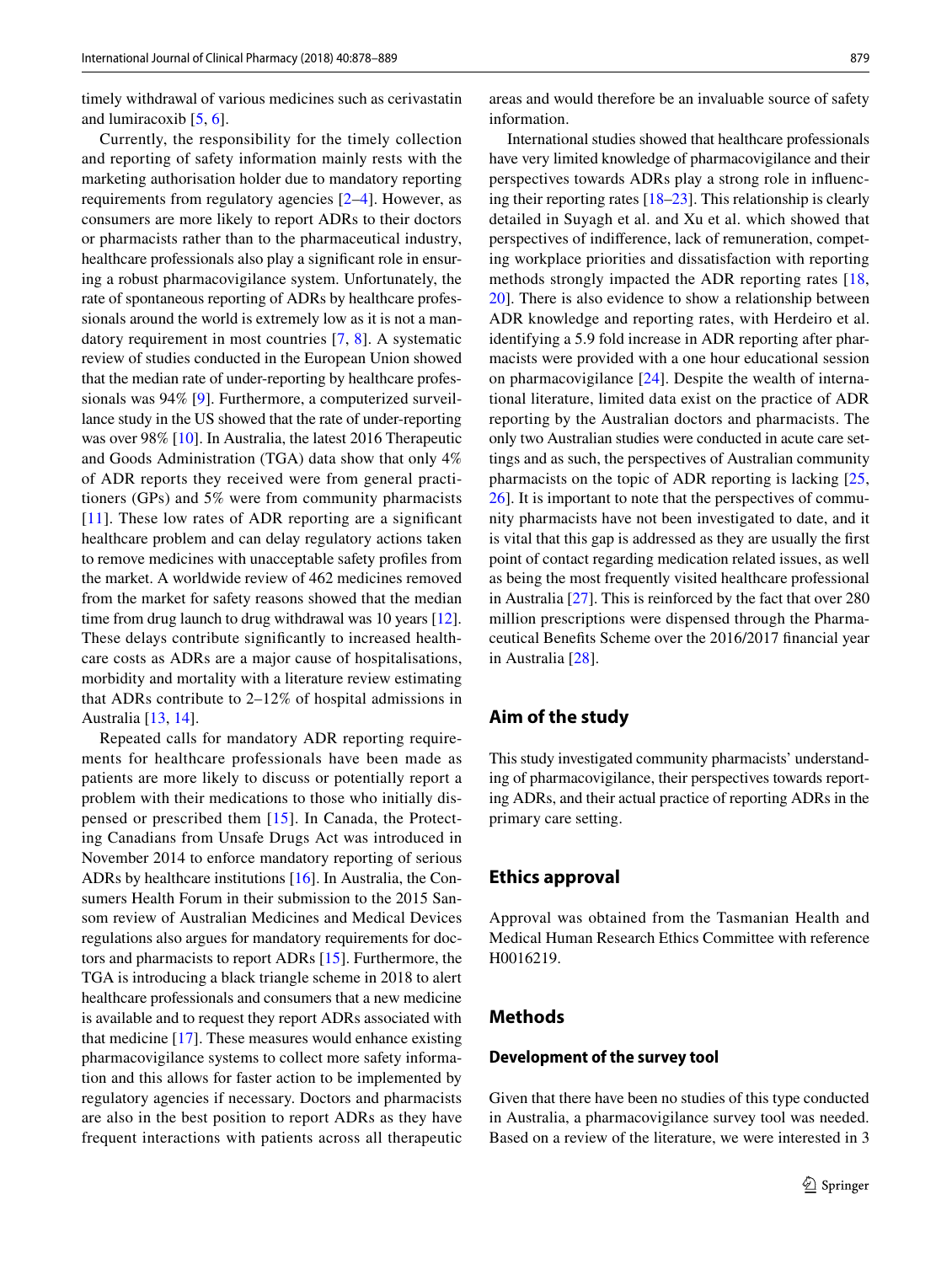timely withdrawal of various medicines such as cerivastatin and lumiracoxib [5, 6].

Currently, the responsibility for the timely collection and reporting of safety information mainly rests with the marketing authorisation holder due to mandatory reporting requirements from regulatory agencies [2–4]. However, as consumers are more likely to report ADRs to their doctors or pharmacists rather than to the pharmaceutical industry, healthcare professionals also play a significant role in ensuring a robust pharmacovigilance system. Unfortunately, the rate of spontaneous reporting of ADRs by healthcare professionals around the world is extremely low as it is not a mandatory requirement in most countries [7, 8]. A systematic review of studies conducted in the European Union showed that the median rate of under-reporting by healthcare professionals was 94% [9]. Furthermore, a computerized surveillance study in the US showed that the rate of under-reporting was over 98% [10]. In Australia, the latest 2016 Therapeutic and Goods Administration (TGA) data show that only 4% of ADR reports they received were from general practitioners (GPs) and 5% were from community pharmacists [11]. These low rates of ADR reporting are a significant healthcare problem and can delay regulatory actions taken to remove medicines with unacceptable safety profiles from the market. A worldwide review of 462 medicines removed from the market for safety reasons showed that the median time from drug launch to drug withdrawal was 10 years [12]. These delays contribute significantly to increased healthcare costs as ADRs are a major cause of hospitalisations, morbidity and mortality with a literature review estimating that ADRs contribute to 2–12% of hospital admissions in Australia [13, 14].

Repeated calls for mandatory ADR reporting requirements for healthcare professionals have been made as patients are more likely to discuss or potentially report a problem with their medications to those who initially dispensed or prescribed them [15]. In Canada, the Protecting Canadians from Unsafe Drugs Act was introduced in November 2014 to enforce mandatory reporting of serious ADRs by healthcare institutions [16]. In Australia, the Consumers Health Forum in their submission to the 2015 Sansom review of Australian Medicines and Medical Devices regulations also argues for mandatory requirements for doctors and pharmacists to report ADRs [15]. Furthermore, the TGA is introducing a black triangle scheme in 2018 to alert healthcare professionals and consumers that a new medicine is available and to request they report ADRs associated with that medicine [17]. These measures would enhance existing pharmacovigilance systems to collect more safety information and this allows for faster action to be implemented by regulatory agencies if necessary. Doctors and pharmacists are also in the best position to report ADRs as they have frequent interactions with patients across all therapeutic areas and would therefore be an invaluable source of safety information.

International studies showed that healthcare professionals have very limited knowledge of pharmacovigilance and their perspectives towards ADRs play a strong role in influencing their reporting rates [18–23]. This relationship is clearly detailed in Suyagh et al. and Xu et al. which showed that perspectives of indifference, lack of remuneration, competing workplace priorities and dissatisfaction with reporting methods strongly impacted the ADR reporting rates [18, 20]. There is also evidence to show a relationship between ADR knowledge and reporting rates, with Herdeiro et al. identifying a 5.9 fold increase in ADR reporting after pharmacists were provided with a one hour educational session on pharmacovigilance [24]. Despite the wealth of international literature, limited data exist on the practice of ADR reporting by the Australian doctors and pharmacists. The only two Australian studies were conducted in acute care settings and as such, the perspectives of Australian community pharmacists on the topic of ADR reporting is lacking [25, 26]. It is important to note that the perspectives of community pharmacists have not been investigated to date, and it is vital that this gap is addressed as they are usually the first point of contact regarding medication related issues, as well as being the most frequently visited healthcare professional in Australia [27]. This is reinforced by the fact that over 280 million prescriptions were dispensed through the Pharmaceutical Benefits Scheme over the 2016/2017 financial year in Australia [28].

## Aim of the study

This study investigated community pharmacists' understanding of pharmacovigilance, their perspectives towards reporting ADRs, and their actual practice of reporting ADRs in the primary care setting.

## Ethics approval

Approval was obtained from the Tasmanian Health and Medical Human Research Ethics Committee with reference H0016219.

## Methods

### Development of the survey tool

Given that there have been no studies of this type conducted in Australia, a pharmacovigilance survey tool was needed. Based on a review of the literature, we were interested in 3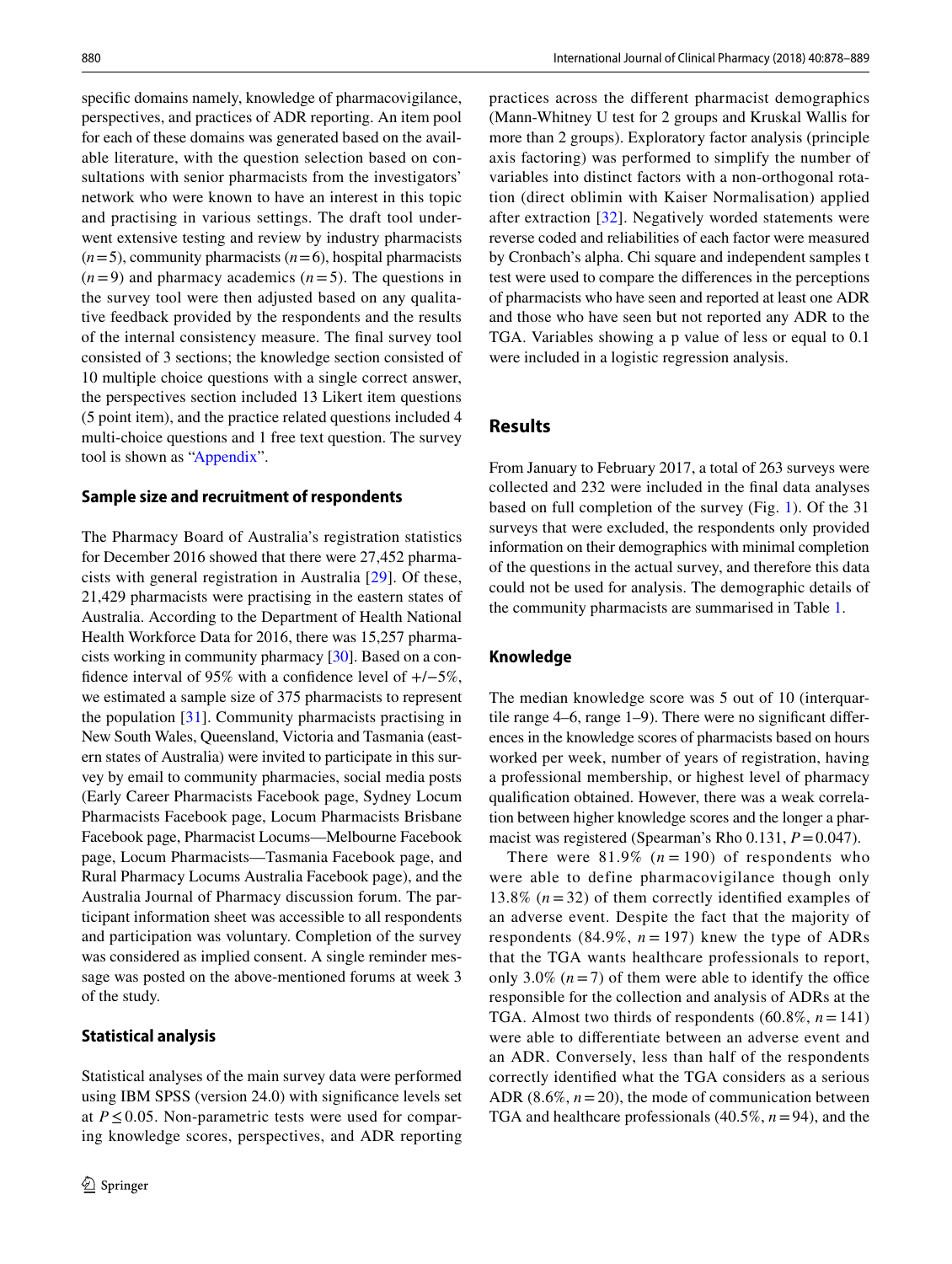specific domains namely, knowledge of pharmacovigilance, perspectives, and practices of ADR reporting. An item pool for each of these domains was generated based on the available literature, with the question selection based on consultations with senior pharmacists from the investigators' network who were known to have an interest in this topic and practising in various settings. The draft tool underwent extensive testing and review by industry pharmacists ($n=5$), community pharmacists ($n=6$), hospital pharmacists ($n=9$) and pharmacy academics ($n=5$). The questions in the survey tool were then adjusted based on any qualitative feedback provided by the respondents and the results of the internal consistency measure. The final survey tool consisted of 3 sections; the knowledge section consisted of 10 multiple choice questions with a single correct answer, the perspectives section included 13 Likert item questions (5 point item), and the practice related questions included 4 multi-choice questions and 1 free text question. The survey tool is shown as "Appendix".

### Sample size and recruitment of respondents

The Pharmacy Board of Australia's registration statistics for December 2016 showed that there were 27,452 pharmacists with general registration in Australia [29]. Of these, 21,429 pharmacists were practising in the eastern states of Australia. According to the Department of Health National Health Workforce Data for 2016, there was 15,257 pharmacists working in community pharmacy [30]. Based on a confidence interval of 95% with a confidence level of +/−5%, we estimated a sample size of 375 pharmacists to represent the population [31]. Community pharmacists practising in New South Wales, Queensland, Victoria and Tasmania (eastern states of Australia) were invited to participate in this survey by email to community pharmacies, social media posts (Early Career Pharmacists Facebook page, Sydney Locum Pharmacists Facebook page, Locum Pharmacists Brisbane Facebook page, Pharmacist Locums—Melbourne Facebook page, Locum Pharmacists—Tasmania Facebook page, and Rural Pharmacy Locums Australia Facebook page), and the Australia Journal of Pharmacy discussion forum. The participant information sheet was accessible to all respondents and participation was voluntary. Completion of the survey was considered as implied consent. A single reminder message was posted on the above-mentioned forums at week 3 of the study.

### Statistical analysis

Statistical analyses of the main survey data were performed using IBM SPSS (version 24.0) with significance levels set at $P \leq 0.05$. Non-parametric tests were used for comparing knowledge scores, perspectives, and ADR reporting practices across the different pharmacist demographics (Mann-Whitney U test for 2 groups and Kruskal Wallis for more than 2 groups). Exploratory factor analysis (principle axis factoring) was performed to simplify the number of variables into distinct factors with a non-orthogonal rotation (direct oblimin with Kaiser Normalisation) applied after extraction [32]. Negatively worded statements were reverse coded and reliabilities of each factor were measured by Cronbach's alpha. Chi square and independent samples t test were used to compare the differences in the perceptions of pharmacists who have seen and reported at least one ADR and those who have seen but not reported any ADR to the TGA. Variables showing a p value of less or equal to 0.1 were included in a logistic regression analysis.

## Results

From January to February 2017, a total of 263 surveys were collected and 232 were included in the final data analyses based on full completion of the survey (Fig. 1). Of the 31 surveys that were excluded, the respondents only provided information on their demographics with minimal completion of the questions in the actual survey, and therefore this data could not be used for analysis. The demographic details of the community pharmacists are summarised in Table 1.

### Knowledge

The median knowledge score was 5 out of 10 (interquartile range 4–6, range 1–9). There were no significant differences in the knowledge scores of pharmacists based on hours worked per week, number of years of registration, having a professional membership, or highest level of pharmacy qualification obtained. However, there was a weak correlation between higher knowledge scores and the longer a pharmacist was registered (Spearman's Rho 0.131, $P=0.047$).

There were 81.9% ($n=190$) of respondents who were able to define pharmacovigilance though only 13.8% ($n=32$) of them correctly identified examples of an adverse event. Despite the fact that the majority of respondents (84.9%, $n=197$) knew the type of ADRs that the TGA wants healthcare professionals to report, only 3.0% ($n=7$) of them were able to identify the office responsible for the collection and analysis of ADRs at the TGA. Almost two thirds of respondents (60.8%, $n=141$) were able to differentiate between an adverse event and an ADR. Conversely, less than half of the respondents correctly identified what the TGA considers as a serious ADR (8.6%, $n=20$), the mode of communication between TGA and healthcare professionals (40.5%, $n=94$), and the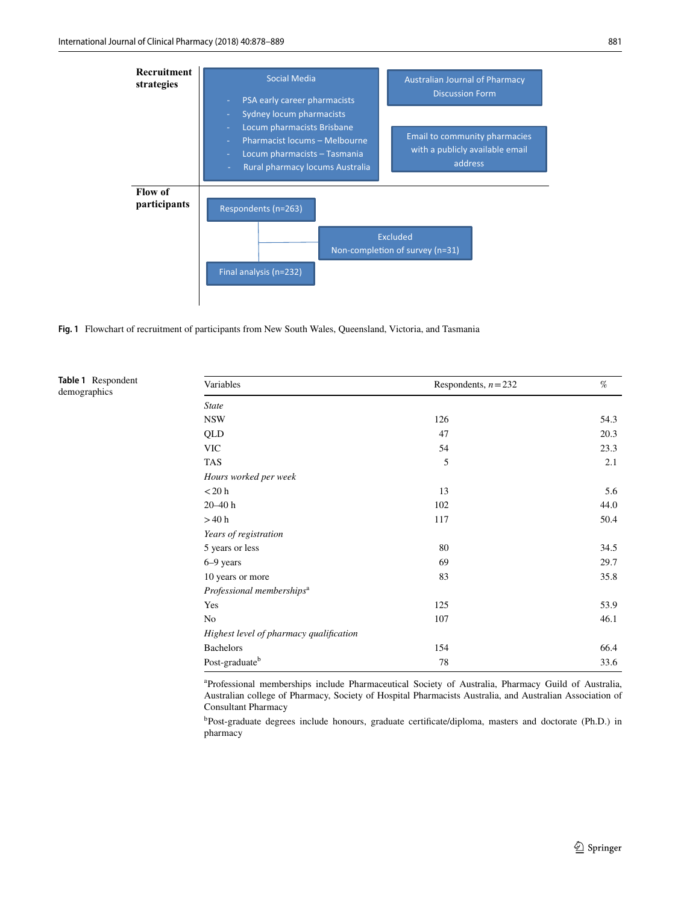**Recruitment strategies**

Social Media

- PSA early career pharmacists
- Sydney locum pharmacists
- Locum pharmacists Brisbane
- Pharmacist locums – Melbourne
- Locum pharmacists – Tasmania
- Rural pharmacy locums Australia

Australian Journal of Pharmacy Discussion Form

Email to community pharmacies with a publicly available email address

**Flow of participants**

Respondents (n=263)

Excluded
Non-completion of survey (n=31)

Final analysis (n=232)

**Fig. 1** Flowchart of recruitment of participants from New South Wales, Queensland, Victoria, and Tasmania

**Table 1** Respondent demographics

| Variables | Respondents, $n = 232$ | % |
|---|---|---|
| *State* | | |
| NSW | 126 | 54.3 |
| QLD | 47 | 20.3 |
| VIC | 54 | 23.3 |
| TAS | 5 | 2.1 |
| *Hours worked per week* | | |
| < 20 h | 13 | 5.6 |
| 20–40 h | 102 | 44.0 |
| > 40 h | 117 | 50.4 |
| *Years of registration* | | |
| 5 years or less | 80 | 34.5 |
| 6–9 years | 69 | 29.7 |
| 10 years or more | 83 | 35.8 |
| *Professional memberships*[a] | | |
| Yes | 125 | 53.9 |
| No | 107 | 46.1 |
| *Highest level of pharmacy qualification* | | |
| Bachelors | 154 | 66.4 |
| Post-graduate[b] | 78 | 33.6 |

[a]Professional memberships include Pharmaceutical Society of Australia, Pharmacy Guild of Australia, Australian college of Pharmacy, Society of Hospital Pharmacists Australia, and Australian Association of Consultant Pharmacy

[b]Post-graduate degrees include honours, graduate certificate/diploma, masters and doctorate (Ph.D.) in pharmacy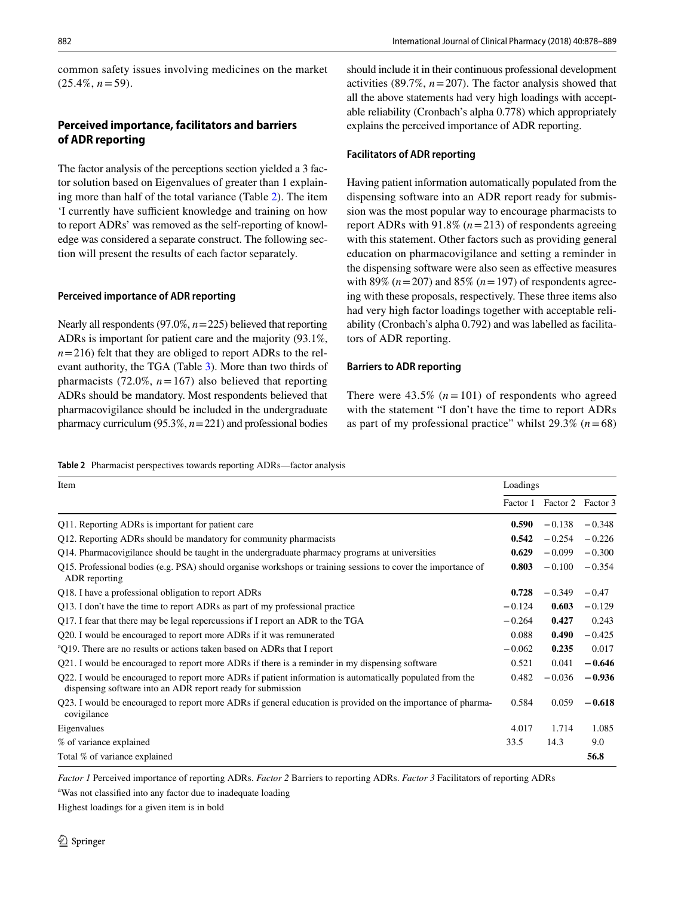common safety issues involving medicines on the market (25.4%, $n = 59$).

## Perceived importance, facilitators and barriers of ADR reporting

The factor analysis of the perceptions section yielded a 3 factor solution based on Eigenvalues of greater than 1 explaining more than half of the total variance (Table 2). The item 'I currently have sufficient knowledge and training on how to report ADRs' was removed as the self-reporting of knowledge was considered a separate construct. The following section will present the results of each factor separately.

### Perceived importance of ADR reporting

Nearly all respondents (97.0%, $n = 225$) believed that reporting ADRs is important for patient care and the majority (93.1%, $n = 216$) felt that they are obliged to report ADRs to the relevant authority, the TGA (Table 3). More than two thirds of pharmacists (72.0%, $n = 167$) also believed that reporting ADRs should be mandatory. Most respondents believed that pharmacovigilance should be included in the undergraduate pharmacy curriculum (95.3%, $n = 221$) and professional bodies should include it in their continuous professional development activities (89.7%, $n = 207$). The factor analysis showed that all the above statements had very high loadings with acceptable reliability (Cronbach's alpha 0.778) which appropriately explains the perceived importance of ADR reporting.

### Facilitators of ADR reporting

Having patient information automatically populated from the dispensing software into an ADR report ready for submission was the most popular way to encourage pharmacists to report ADRs with 91.8% ($n = 213$) of respondents agreeing with this statement. Other factors such as providing general education on pharmacovigilance and setting a reminder in the dispensing software were also seen as effective measures with 89% ($n = 207$) and 85% ($n = 197$) of respondents agreeing with these proposals, respectively. These three items also had very high factor loadings together with acceptable reliability (Cronbach's alpha 0.792) and was labelled as facilitators of ADR reporting.

### Barriers to ADR reporting

There were 43.5% ($n = 101$) of respondents who agreed with the statement "I don't have the time to report ADRs as part of my professional practice" whilst 29.3% ($n = 68$)

**Table 2** Pharmacist perspectives towards reporting ADRs—factor analysis

| Item | Loadings | | |
|---|---|---|---|
| | Factor 1 | Factor 2 | Factor 3 |
| Q11. Reporting ADRs is important for patient care | **0.590** | −0.138 | −0.348 |
| Q12. Reporting ADRs should be mandatory for community pharmacists | **0.542** | −0.254 | −0.226 |
| Q14. Pharmacovigilance should be taught in the undergraduate pharmacy programs at universities | **0.629** | −0.099 | −0.300 |
| Q15. Professional bodies (e.g. PSA) should organise workshops or training sessions to cover the importance of ADR reporting | **0.803** | −0.100 | −0.354 |
| Q18. I have a professional obligation to report ADRs | **0.728** | −0.349 | −0.47 |
| Q13. I don't have the time to report ADRs as part of my professional practice | −0.124 | **0.603** | −0.129 |
| Q17. I fear that there may be legal repercussions if I report an ADR to the TGA | −0.264 | **0.427** | 0.243 |
| Q20. I would be encouraged to report more ADRs if it was remunerated | 0.088 | **0.490** | −0.425 |
| [a]Q19. There are no results or actions taken based on ADRs that I report | −0.062 | **0.235** | 0.017 |
| Q21. I would be encouraged to report more ADRs if there is a reminder in my dispensing software | 0.521 | 0.041 | **−0.646** |
| Q22. I would be encouraged to report more ADRs if patient information is automatically populated from the dispensing software into an ADR report ready for submission | 0.482 | −0.036 | **−0.936** |
| Q23. I would be encouraged to report more ADRs if general education is provided on the importance of pharmacovigilance | 0.584 | 0.059 | **−0.618** |
| Eigenvalues | 4.017 | 1.714 | 1.085 |
| % of variance explained | 33.5 | 14.3 | 9.0 |
| Total % of variance explained | | | **56.8** |

*Factor 1* Perceived importance of reporting ADRs. *Factor 2* Barriers to reporting ADRs. *Factor 3* Facilitators of reporting ADRs

[a]Was not classified into any factor due to inadequate loading

Highest loadings for a given item is in bold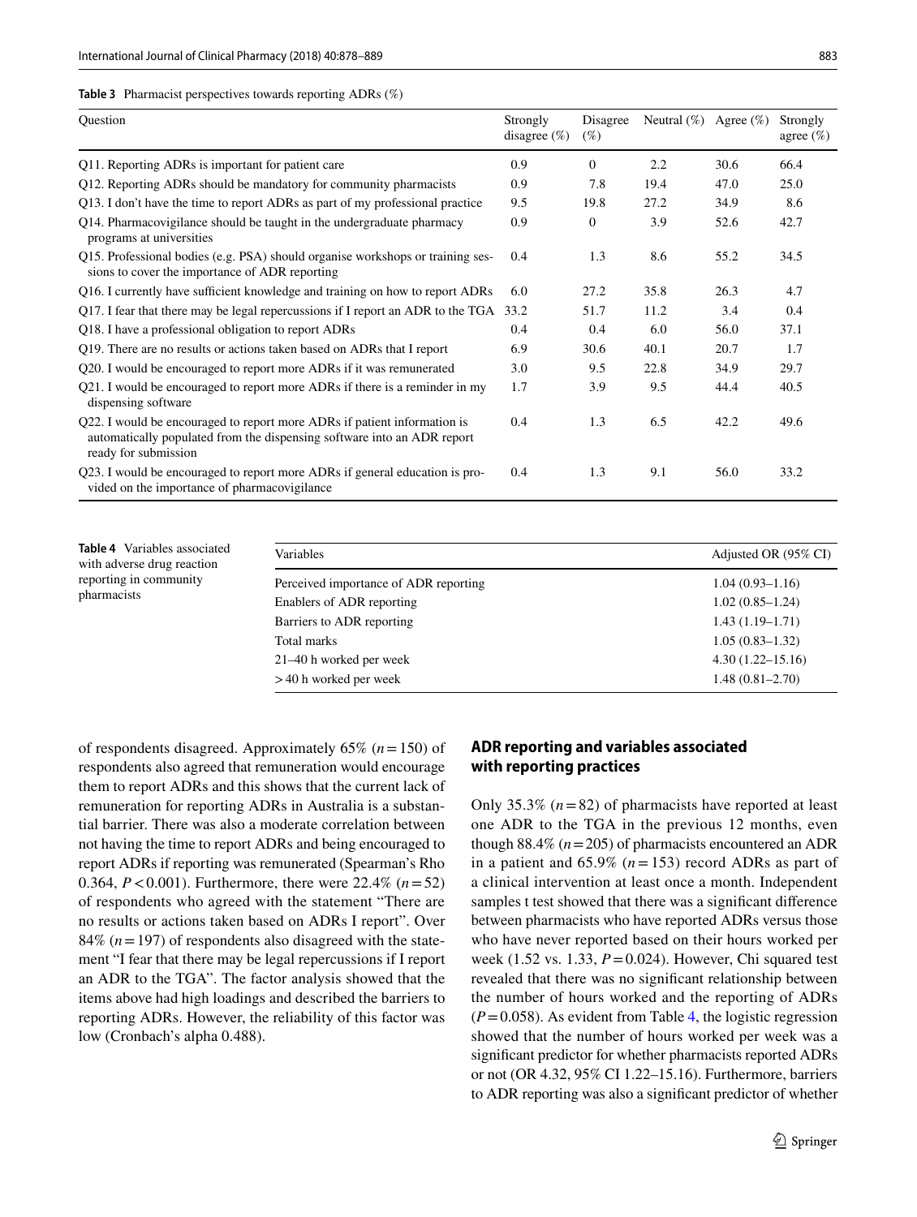**Table 3** Pharmacist perspectives towards reporting ADRs (%)

| Question | Strongly disagree (%) | Disagree (%) | Neutral (%) | Agree (%) | Strongly agree (%) |
|---|---|---|---|---|---|
| Q11. Reporting ADRs is important for patient care | 0.9 | 0 | 2.2 | 30.6 | 66.4 |
| Q12. Reporting ADRs should be mandatory for community pharmacists | 0.9 | 7.8 | 19.4 | 47.0 | 25.0 |
| Q13. I don't have the time to report ADRs as part of my professional practice | 9.5 | 19.8 | 27.2 | 34.9 | 8.6 |
| Q14. Pharmacovigilance should be taught in the undergraduate pharmacy programs at universities | 0.9 | 0 | 3.9 | 52.6 | 42.7 |
| Q15. Professional bodies (e.g. PSA) should organise workshops or training sessions to cover the importance of ADR reporting | 0.4 | 1.3 | 8.6 | 55.2 | 34.5 |
| Q16. I currently have sufficient knowledge and training on how to report ADRs | 6.0 | 27.2 | 35.8 | 26.3 | 4.7 |
| Q17. I fear that there may be legal repercussions if I report an ADR to the TGA | 33.2 | 51.7 | 11.2 | 3.4 | 0.4 |
| Q18. I have a professional obligation to report ADRs | 0.4 | 0.4 | 6.0 | 56.0 | 37.1 |
| Q19. There are no results or actions taken based on ADRs that I report | 6.9 | 30.6 | 40.1 | 20.7 | 1.7 |
| Q20. I would be encouraged to report more ADRs if it was remunerated | 3.0 | 9.5 | 22.8 | 34.9 | 29.7 |
| Q21. I would be encouraged to report more ADRs if there is a reminder in my dispensing software | 1.7 | 3.9 | 9.5 | 44.4 | 40.5 |
| Q22. I would be encouraged to report more ADRs if patient information is automatically populated from the dispensing software into an ADR report ready for submission | 0.4 | 1.3 | 6.5 | 42.2 | 49.6 |
| Q23. I would be encouraged to report more ADRs if general education is provided on the importance of pharmacovigilance | 0.4 | 1.3 | 9.1 | 56.0 | 33.2 |

**Table 4** Variables associated with adverse drug reaction reporting in community pharmacists

| Variables | Adjusted OR (95% CI) |
|---|---|
| Perceived importance of ADR reporting | 1.04 (0.93–1.16) |
| Enablers of ADR reporting | 1.02 (0.85–1.24) |
| Barriers to ADR reporting | 1.43 (1.19–1.71) |
| Total marks | 1.05 (0.83–1.32) |
| 21–40 h worked per week | 4.30 (1.22–15.16) |
| >40 h worked per week | 1.48 (0.81–2.70) |

of respondents disagreed. Approximately 65% ($n=150$) of respondents also agreed that remuneration would encourage them to report ADRs and this shows that the current lack of remuneration for reporting ADRs in Australia is a substantial barrier. There was also a moderate correlation between not having the time to report ADRs and being encouraged to report ADRs if reporting was remunerated (Spearman's Rho 0.364, $P<0.001$). Furthermore, there were 22.4% ($n=52$) of respondents who agreed with the statement "There are no results or actions taken based on ADRs I report". Over 84% ($n=197$) of respondents also disagreed with the statement "I fear that there may be legal repercussions if I report an ADR to the TGA". The factor analysis showed that the items above had high loadings and described the barriers to reporting ADRs. However, the reliability of this factor was low (Cronbach's alpha 0.488).

## ADR reporting and variables associated with reporting practices

Only 35.3% ($n=82$) of pharmacists have reported at least one ADR to the TGA in the previous 12 months, even though 88.4% ($n=205$) of pharmacists encountered an ADR in a patient and 65.9% ($n=153$) record ADRs as part of a clinical intervention at least once a month. Independent samples t test showed that there was a significant difference between pharmacists who have reported ADRs versus those who have never reported based on their hours worked per week (1.52 vs. 1.33, $P=0.024$). However, Chi squared test revealed that there was no significant relationship between the number of hours worked and the reporting of ADRs ($P=0.058$). As evident from Table 4, the logistic regression showed that the number of hours worked per week was a significant predictor for whether pharmacists reported ADRs or not (OR 4.32, 95% CI 1.22–15.16). Furthermore, barriers to ADR reporting was also a significant predictor of whether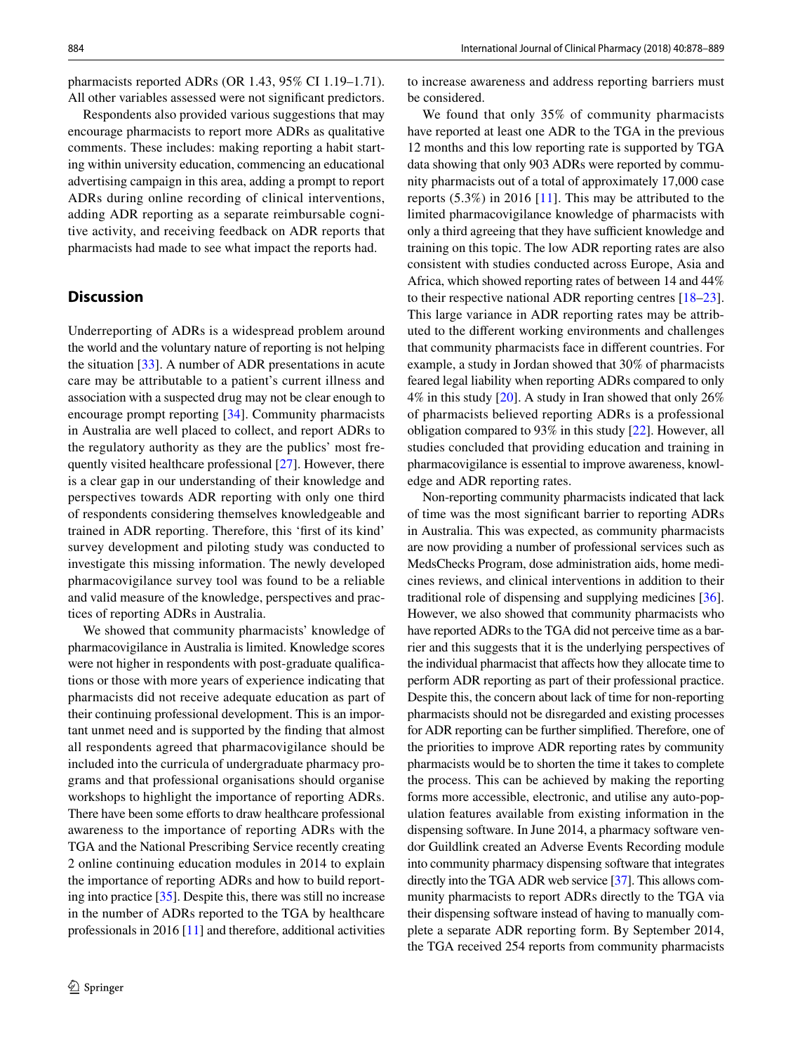pharmacists reported ADRs (OR 1.43, 95% CI 1.19–1.71). All other variables assessed were not significant predictors.

Respondents also provided various suggestions that may encourage pharmacists to report more ADRs as qualitative comments. These includes: making reporting a habit starting within university education, commencing an educational advertising campaign in this area, adding a prompt to report ADRs during online recording of clinical interventions, adding ADR reporting as a separate reimbursable cognitive activity, and receiving feedback on ADR reports that pharmacists had made to see what impact the reports had.

## Discussion

Underreporting of ADRs is a widespread problem around the world and the voluntary nature of reporting is not helping the situation [33]. A number of ADR presentations in acute care may be attributable to a patient's current illness and association with a suspected drug may not be clear enough to encourage prompt reporting [34]. Community pharmacists in Australia are well placed to collect, and report ADRs to the regulatory authority as they are the publics' most frequently visited healthcare professional [27]. However, there is a clear gap in our understanding of their knowledge and perspectives towards ADR reporting with only one third of respondents considering themselves knowledgeable and trained in ADR reporting. Therefore, this 'first of its kind' survey development and piloting study was conducted to investigate this missing information. The newly developed pharmacovigilance survey tool was found to be a reliable and valid measure of the knowledge, perspectives and practices of reporting ADRs in Australia.

We showed that community pharmacists' knowledge of pharmacovigilance in Australia is limited. Knowledge scores were not higher in respondents with post-graduate qualifications or those with more years of experience indicating that pharmacists did not receive adequate education as part of their continuing professional development. This is an important unmet need and is supported by the finding that almost all respondents agreed that pharmacovigilance should be included into the curricula of undergraduate pharmacy programs and that professional organisations should organise workshops to highlight the importance of reporting ADRs. There have been some efforts to draw healthcare professional awareness to the importance of reporting ADRs with the TGA and the National Prescribing Service recently creating 2 online continuing education modules in 2014 to explain the importance of reporting ADRs and how to build reporting into practice [35]. Despite this, there was still no increase in the number of ADRs reported to the TGA by healthcare professionals in 2016 [11] and therefore, additional activities to increase awareness and address reporting barriers must be considered.

We found that only 35% of community pharmacists have reported at least one ADR to the TGA in the previous 12 months and this low reporting rate is supported by TGA data showing that only 903 ADRs were reported by community pharmacists out of a total of approximately 17,000 case reports (5.3%) in 2016 [11]. This may be attributed to the limited pharmacovigilance knowledge of pharmacists with only a third agreeing that they have sufficient knowledge and training on this topic. The low ADR reporting rates are also consistent with studies conducted across Europe, Asia and Africa, which showed reporting rates of between 14 and 44% to their respective national ADR reporting centres [18–23]. This large variance in ADR reporting rates may be attributed to the different working environments and challenges that community pharmacists face in different countries. For example, a study in Jordan showed that 30% of pharmacists feared legal liability when reporting ADRs compared to only 4% in this study [20]. A study in Iran showed that only 26% of pharmacists believed reporting ADRs is a professional obligation compared to 93% in this study [22]. However, all studies concluded that providing education and training in pharmacovigilance is essential to improve awareness, knowledge and ADR reporting rates.

Non-reporting community pharmacists indicated that lack of time was the most significant barrier to reporting ADRs in Australia. This was expected, as community pharmacists are now providing a number of professional services such as MedsChecks Program, dose administration aids, home medicines reviews, and clinical interventions in addition to their traditional role of dispensing and supplying medicines [36]. However, we also showed that community pharmacists who have reported ADRs to the TGA did not perceive time as a barrier and this suggests that it is the underlying perspectives of the individual pharmacist that affects how they allocate time to perform ADR reporting as part of their professional practice. Despite this, the concern about lack of time for non-reporting pharmacists should not be disregarded and existing processes for ADR reporting can be further simplified. Therefore, one of the priorities to improve ADR reporting rates by community pharmacists would be to shorten the time it takes to complete the process. This can be achieved by making the reporting forms more accessible, electronic, and utilise any auto-population features available from existing information in the dispensing software. In June 2014, a pharmacy software vendor Guildlink created an Adverse Events Recording module into community pharmacy dispensing software that integrates directly into the TGA ADR web service [37]. This allows community pharmacists to report ADRs directly to the TGA via their dispensing software instead of having to manually complete a separate ADR reporting form. By September 2014, the TGA received 254 reports from community pharmacists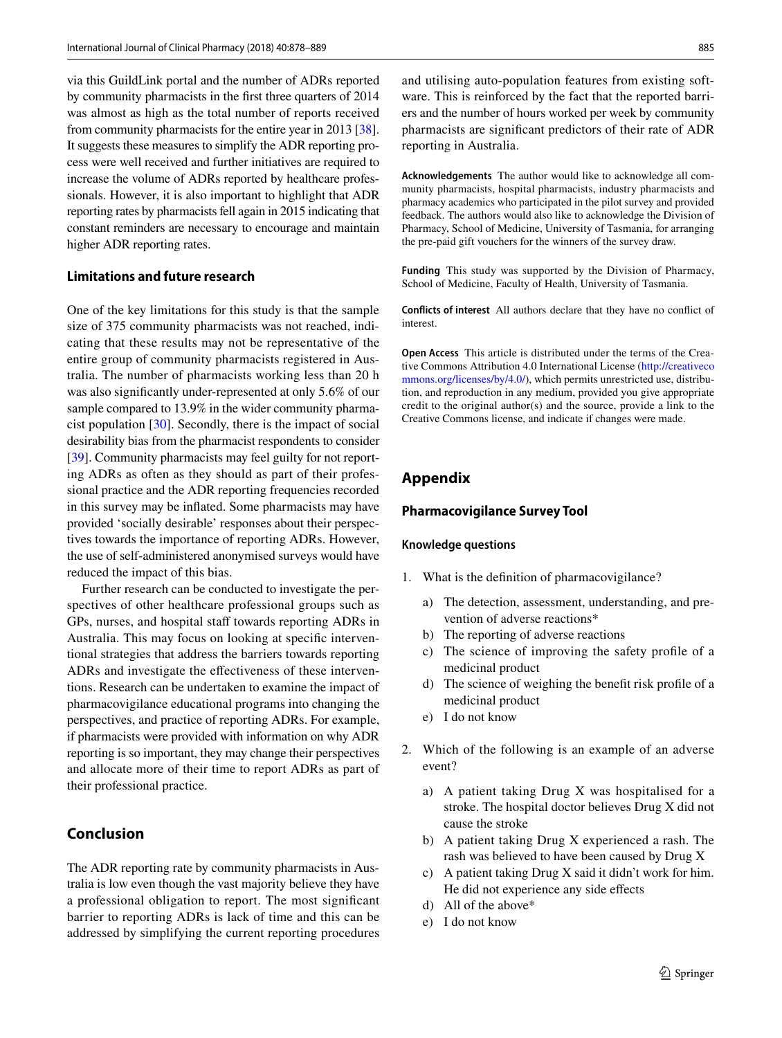via this GuildLink portal and the number of ADRs reported by community pharmacists in the first three quarters of 2014 was almost as high as the total number of reports received from community pharmacists for the entire year in 2013 [38]. It suggests these measures to simplify the ADR reporting process were well received and further initiatives are required to increase the volume of ADRs reported by healthcare professionals. However, it is also important to highlight that ADR reporting rates by pharmacists fell again in 2015 indicating that constant reminders are necessary to encourage and maintain higher ADR reporting rates.

### Limitations and future research

One of the key limitations for this study is that the sample size of 375 community pharmacists was not reached, indicating that these results may not be representative of the entire group of community pharmacists registered in Australia. The number of pharmacists working less than 20 h was also significantly under-represented at only 5.6% of our sample compared to 13.9% in the wider community pharmacist population [30]. Secondly, there is the impact of social desirability bias from the pharmacist respondents to consider [39]. Community pharmacists may feel guilty for not reporting ADRs as often as they should as part of their professional practice and the ADR reporting frequencies recorded in this survey may be inflated. Some pharmacists may have provided 'socially desirable' responses about their perspectives towards the importance of reporting ADRs. However, the use of self-administered anonymised surveys would have reduced the impact of this bias.

Further research can be conducted to investigate the perspectives of other healthcare professional groups such as GPs, nurses, and hospital staff towards reporting ADRs in Australia. This may focus on looking at specific interventional strategies that address the barriers towards reporting ADRs and investigate the effectiveness of these interventions. Research can be undertaken to examine the impact of pharmacovigilance educational programs into changing the perspectives, and practice of reporting ADRs. For example, if pharmacists were provided with information on why ADR reporting is so important, they may change their perspectives and allocate more of their time to report ADRs as part of their professional practice.

## Conclusion

The ADR reporting rate by community pharmacists in Australia is low even though the vast majority believe they have a professional obligation to report. The most significant barrier to reporting ADRs is lack of time and this can be addressed by simplifying the current reporting procedures and utilising auto-population features from existing software. This is reinforced by the fact that the reported barriers and the number of hours worked per week by community pharmacists are significant predictors of their rate of ADR reporting in Australia.

**Acknowledgements** The author would like to acknowledge all community pharmacists, hospital pharmacists, industry pharmacists and pharmacy academics who participated in the pilot survey and provided feedback. The authors would also like to acknowledge the Division of Pharmacy, School of Medicine, University of Tasmania, for arranging the pre-paid gift vouchers for the winners of the survey draw.

**Funding** This study was supported by the Division of Pharmacy, School of Medicine, Faculty of Health, University of Tasmania.

**Conflicts of interest** All authors declare that they have no conflict of interest.

**Open Access** This article is distributed under the terms of the Creative Commons Attribution 4.0 International License (http://creativecommons.org/licenses/by/4.0/), which permits unrestricted use, distribution, and reproduction in any medium, provided you give appropriate credit to the original author(s) and the source, provide a link to the Creative Commons license, and indicate if changes were made.

## Appendix

### Pharmacovigilance Survey Tool

#### Knowledge questions

1. What is the definition of pharmacovigilance?
   a) The detection, assessment, understanding, and prevention of adverse reactions*
   b) The reporting of adverse reactions
   c) The science of improving the safety profile of a medicinal product
   d) The science of weighing the benefit risk profile of a medicinal product
   e) I do not know

2. Which of the following is an example of an adverse event?
   a) A patient taking Drug X was hospitalised for a stroke. The hospital doctor believes Drug X did not cause the stroke
   b) A patient taking Drug X experienced a rash. The rash was believed to have been caused by Drug X
   c) A patient taking Drug X said it didn't work for him. He did not experience any side effects
   d) All of the above*
   e) I do not know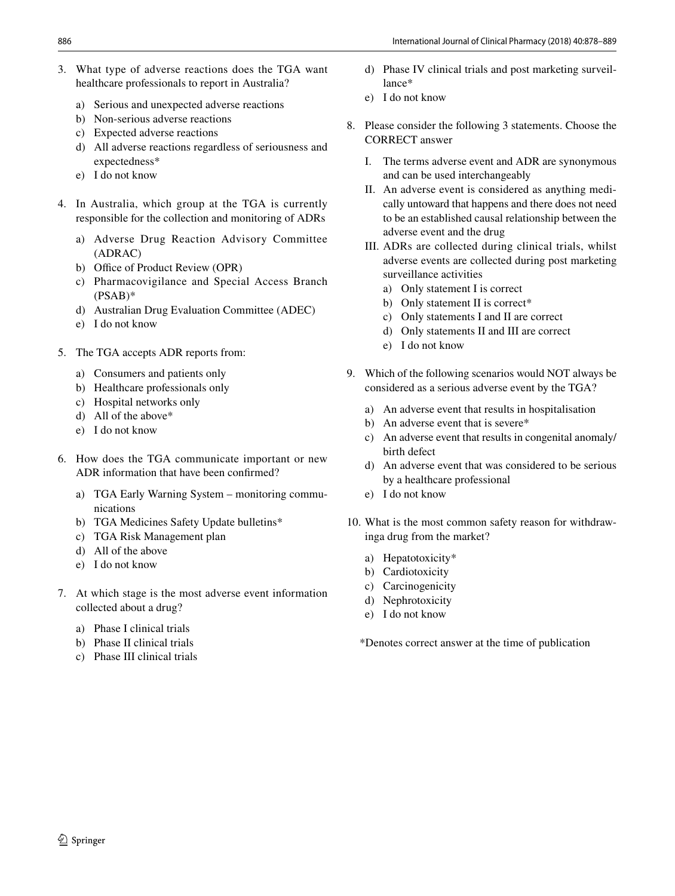3. What type of adverse reactions does the TGA want healthcare professionals to report in Australia?
   a) Serious and unexpected adverse reactions
   b) Non-serious adverse reactions
   c) Expected adverse reactions
   d) All adverse reactions regardless of seriousness and expectedness*
   e) I do not know

4. In Australia, which group at the TGA is currently responsible for the collection and monitoring of ADRs
   a) Adverse Drug Reaction Advisory Committee (ADRAC)
   b) Office of Product Review (OPR)
   c) Pharmacovigilance and Special Access Branch (PSAB)*
   d) Australian Drug Evaluation Committee (ADEC)
   e) I do not know

5. The TGA accepts ADR reports from:
   a) Consumers and patients only
   b) Healthcare professionals only
   c) Hospital networks only
   d) All of the above*
   e) I do not know

6. How does the TGA communicate important or new ADR information that have been confirmed?
   a) TGA Early Warning System – monitoring communications
   b) TGA Medicines Safety Update bulletins*
   c) TGA Risk Management plan
   d) All of the above
   e) I do not know

7. At which stage is the most adverse event information collected about a drug?
   a) Phase I clinical trials
   b) Phase II clinical trials
   c) Phase III clinical trials
   d) Phase IV clinical trials and post marketing surveillance*
   e) I do not know

8. Please consider the following 3 statements. Choose the CORRECT answer
   I. The terms adverse event and ADR are synonymous and can be used interchangeably
   II. An adverse event is considered as anything medically untoward that happens and there does not need to be an established causal relationship between the adverse event and the drug
   III. ADRs are collected during clinical trials, whilst adverse events are collected during post marketing surveillance activities
   a) Only statement I is correct
   b) Only statement II is correct*
   c) Only statements I and II are correct
   d) Only statements II and III are correct
   e) I do not know

9. Which of the following scenarios would NOT always be considered as a serious adverse event by the TGA?
   a) An adverse event that results in hospitalisation
   b) An adverse event that is severe*
   c) An adverse event that results in congenital anomaly/birth defect
   d) An adverse event that was considered to be serious by a healthcare professional
   e) I do not know

10. What is the most common safety reason for withdrawinga drug from the market?
   a) Hepatotoxicity*
   b) Cardiotoxicity
   c) Carcinogenicity
   d) Nephrotoxicity
   e) I do not know

*Denotes correct answer at the time of publication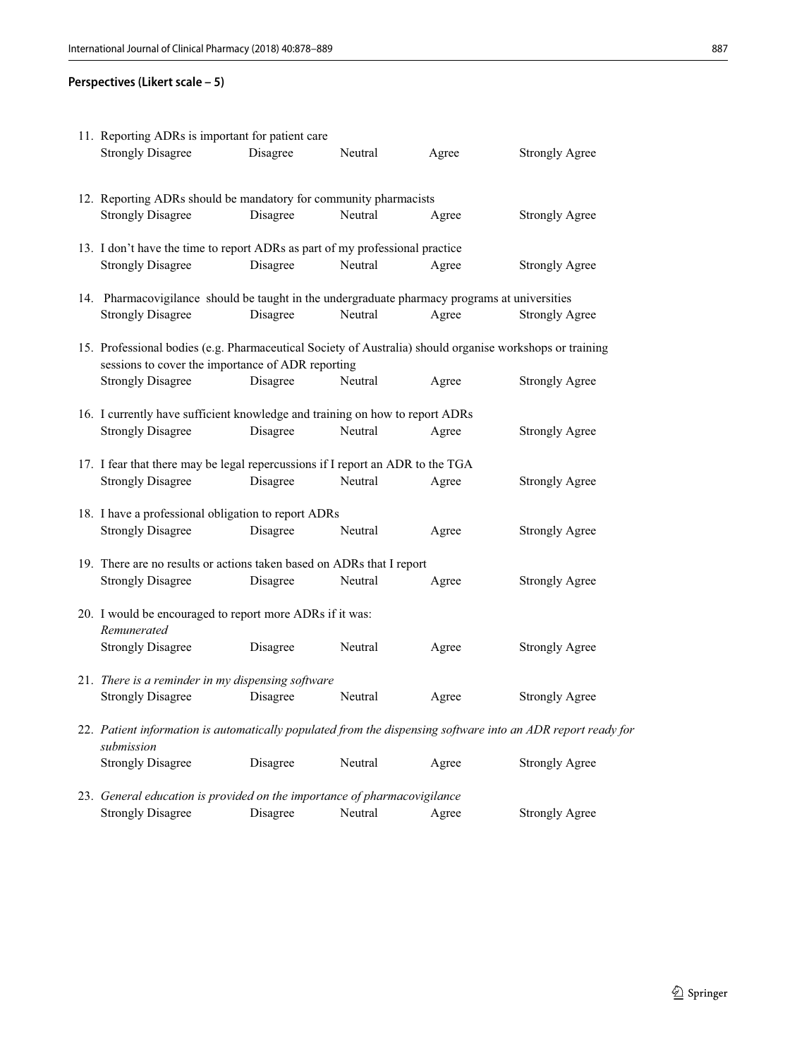**Perspectives (Likert scale – 5)**

11. Reporting ADRs is important for patient care

    Strongly Disagree Disagree Neutral Agree Strongly Agree

12. Reporting ADRs should be mandatory for community pharmacists

    Strongly Disagree Disagree Neutral Agree Strongly Agree

13. I don't have the time to report ADRs as part of my professional practice

    Strongly Disagree Disagree Neutral Agree Strongly Agree

14. Pharmacovigilance should be taught in the undergraduate pharmacy programs at universities

    Strongly Disagree Disagree Neutral Agree Strongly Agree

15. Professional bodies (e.g. Pharmaceutical Society of Australia) should organise workshops or training sessions to cover the importance of ADR reporting

    Strongly Disagree Disagree Neutral Agree Strongly Agree

16. I currently have sufficient knowledge and training on how to report ADRs

    Strongly Disagree Disagree Neutral Agree Strongly Agree

17. I fear that there may be legal repercussions if I report an ADR to the TGA

    Strongly Disagree Disagree Neutral Agree Strongly Agree

18. I have a professional obligation to report ADRs

    Strongly Disagree Disagree Neutral Agree Strongly Agree

19. There are no results or actions taken based on ADRs that I report

    Strongly Disagree Disagree Neutral Agree Strongly Agree

20. I would be encouraged to report more ADRs if it was:

    *Remunerated*

    Strongly Disagree Disagree Neutral Agree Strongly Agree

21. *There is a reminder in my dispensing software*

    Strongly Disagree Disagree Neutral Agree Strongly Agree

22. *Patient information is automatically populated from the dispensing software into an ADR report ready for submission*

    Strongly Disagree Disagree Neutral Agree Strongly Agree

23. *General education is provided on the importance of pharmacovigilance*

    Strongly Disagree Disagree Neutral Agree Strongly Agree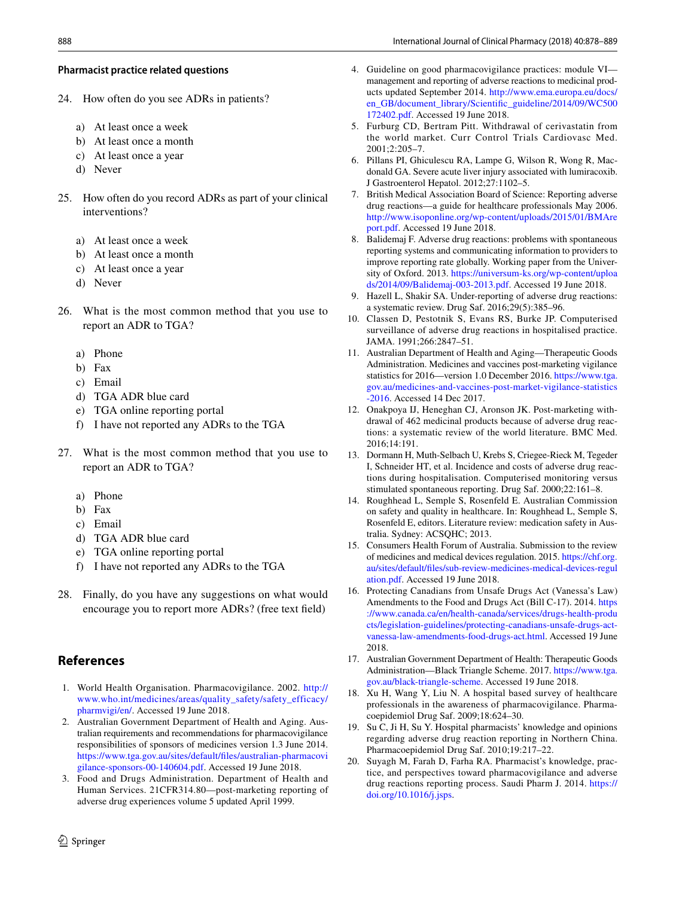### Pharmacist practice related questions

24. How often do you see ADRs in patients?

    a) At least once a week
    b) At least once a month
    c) At least once a year
    d) Never

25. How often do you record ADRs as part of your clinical interventions?

    a) At least once a week
    b) At least once a month
    c) At least once a year
    d) Never

26. What is the most common method that you use to report an ADR to TGA?

    a) Phone
    b) Fax
    c) Email
    d) TGA ADR blue card
    e) TGA online reporting portal
    f) I have not reported any ADRs to the TGA

27. What is the most common method that you use to report an ADR to TGA?

    a) Phone
    b) Fax
    c) Email
    d) TGA ADR blue card
    e) TGA online reporting portal
    f) I have not reported any ADRs to the TGA

28. Finally, do you have any suggestions on what would encourage you to report more ADRs? (free text field)

## References

1. World Health Organisation. Pharmacovigilance. 2002. http://www.who.int/medicines/areas/quality_safety/safety_efficacy/pharmvigi/en/. Accessed 19 June 2018.
2. Australian Government Department of Health and Aging. Australian requirements and recommendations for pharmacovigilance responsibilities of sponsors of medicines version 1.3 June 2014. https://www.tga.gov.au/sites/default/files/australian-pharmacovigilance-sponsors-00-140604.pdf. Accessed 19 June 2018.
3. Food and Drugs Administration. Department of Health and Human Services. 21CFR314.80—post-marketing reporting of adverse drug experiences volume 5 updated April 1999.
4. Guideline on good pharmacovigilance practices: module VI—management and reporting of adverse reactions to medicinal products updated September 2014. http://www.ema.europa.eu/docs/en_GB/document_library/Scientific_guideline/2014/09/WC500172402.pdf. Accessed 19 June 2018.
5. Furburg CD, Bertram Pitt. Withdrawal of cerivastatin from the world market. Curr Control Trials Cardiovasc Med. 2001;2:205–7.
6. Pillans PI, Ghiculescu RA, Lampe G, Wilson R, Wong R, Macdonald GA. Severe acute liver injury associated with lumiracoxib. J Gastroenterol Hepatol. 2012;27:1102–5.
7. British Medical Association Board of Science: Reporting adverse drug reactions—a guide for healthcare professionals May 2006. http://www.isoponline.org/wp-content/uploads/2015/01/BMAReport.pdf. Accessed 19 June 2018.
8. Balidemaj F. Adverse drug reactions: problems with spontaneous reporting systems and communicating information to providers to improve reporting rate globally. Working paper from the University of Oxford. 2013. https://universum-ks.org/wp-content/uploads/2014/09/Balidemaj-003-2013.pdf. Accessed 19 June 2018.
9. Hazell L, Shakir SA. Under-reporting of adverse drug reactions: a systematic review. Drug Saf. 2016;29(5):385–96.
10. Classen D, Pestotnik S, Evans RS, Burke JP. Computerised surveillance of adverse drug reactions in hospitalised practice. JAMA. 1991;266:2847–51.
11. Australian Department of Health and Aging—Therapeutic Goods Administration. Medicines and vaccines post-marketing vigilance statistics for 2016—version 1.0 December 2016. https://www.tga.gov.au/medicines-and-vaccines-post-market-vigilance-statistics-2016. Accessed 14 Dec 2017.
12. Onakpoya IJ, Heneghan CJ, Aronson JK. Post-marketing withdrawal of 462 medicinal products because of adverse drug reactions: a systematic review of the world literature. BMC Med. 2016;14:191.
13. Dormann H, Muth-Selbach U, Krebs S, Criegee-Rieck M, Tegeder I, Schneider HT, et al. Incidence and costs of adverse drug reactions during hospitalisation. Computerised monitoring versus stimulated spontaneous reporting. Drug Saf. 2000;22:161–8.
14. Roughhead L, Semple S, Rosenfeld E. Australian Commission on safety and quality in healthcare. In: Roughhead L, Semple S, Rosenfeld E, editors. Literature review: medication safety in Australia. Sydney: ACSQHC; 2013.
15. Consumers Health Forum of Australia. Submission to the review of medicines and medical devices regulation. 2015. https://chf.org.au/sites/default/files/sub-review-medicines-medical-devices-regulation.pdf. Accessed 19 June 2018.
16. Protecting Canadians from Unsafe Drugs Act (Vanessa's Law) Amendments to the Food and Drugs Act (Bill C-17). 2014. https://www.canada.ca/en/health-canada/services/drugs-health-products/legislation-guidelines/protecting-canadians-unsafe-drugs-act-vanessa-law-amendments-food-drugs-act.html. Accessed 19 June 2018.
17. Australian Government Department of Health: Therapeutic Goods Administration—Black Triangle Scheme. 2017. https://www.tga.gov.au/black-triangle-scheme. Accessed 19 June 2018.
18. Xu H, Wang Y, Liu N. A hospital based survey of healthcare professionals in the awareness of pharmacovigilance. Pharmacoepidemiol Drug Saf. 2009;18:624–30.
19. Su C, Ji H, Su Y. Hospital pharmacists' knowledge and opinions regarding adverse drug reaction reporting in Northern China. Pharmacoepidemiol Drug Saf. 2010;19:217–22.
20. Suyagh M, Farah D, Farha RA. Pharmacist's knowledge, practice, and perspectives toward pharmacovigilance and adverse drug reactions reporting process. Saudi Pharm J. 2014. https://doi.org/10.1016/j.jsps.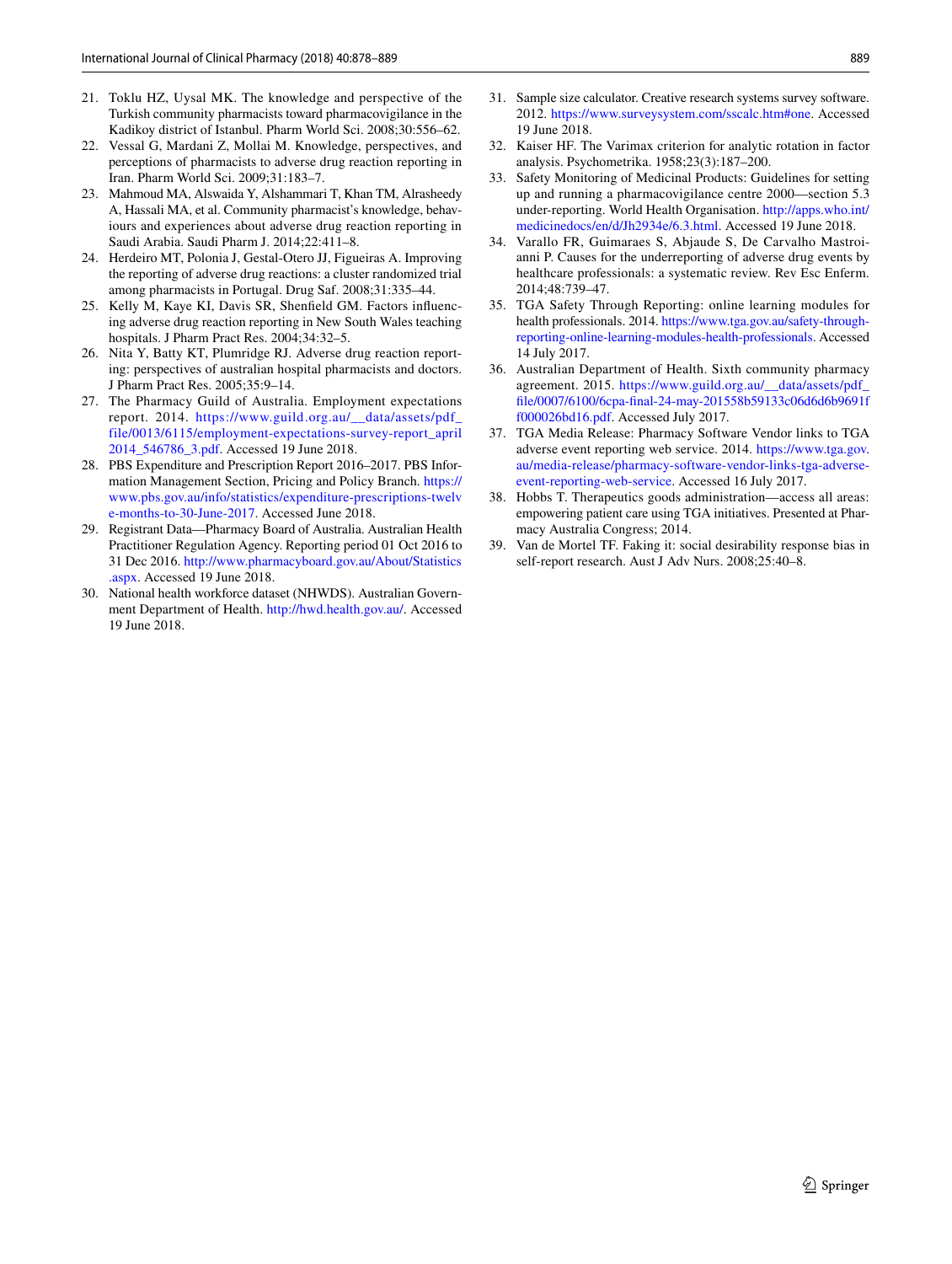21. Toklu HZ, Uysal MK. The knowledge and perspective of the Turkish community pharmacists toward pharmacovigilance in the Kadikoy district of Istanbul. Pharm World Sci. 2008;30:556–62.
22. Vessal G, Mardani Z, Mollai M. Knowledge, perspectives, and perceptions of pharmacists to adverse drug reaction reporting in Iran. Pharm World Sci. 2009;31:183–7.
23. Mahmoud MA, Alswaida Y, Alshammari T, Khan TM, Alrasheedy A, Hassali MA, et al. Community pharmacist's knowledge, behaviours and experiences about adverse drug reaction reporting in Saudi Arabia. Saudi Pharm J. 2014;22:411–8.
24. Herdeiro MT, Polonia J, Gestal-Otero JJ, Figueiras A. Improving the reporting of adverse drug reactions: a cluster randomized trial among pharmacists in Portugal. Drug Saf. 2008;31:335–44.
25. Kelly M, Kaye KI, Davis SR, Shenfield GM. Factors influencing adverse drug reaction reporting in New South Wales teaching hospitals. J Pharm Pract Res. 2004;34:32–5.
26. Nita Y, Batty KT, Plumridge RJ. Adverse drug reaction reporting: perspectives of australian hospital pharmacists and doctors. J Pharm Pract Res. 2005;35:9–14.
27. The Pharmacy Guild of Australia. Employment expectations report. 2014. https://www.guild.org.au/__data/assets/pdf_file/0013/6115/employment-expectations-survey-report_april2014_546786_3.pdf. Accessed 19 June 2018.
28. PBS Expenditure and Prescription Report 2016–2017. PBS Information Management Section, Pricing and Policy Branch. https://www.pbs.gov.au/info/statistics/expenditure-prescriptions-twelve-months-to-30-June-2017. Accessed June 2018.
29. Registrant Data—Pharmacy Board of Australia. Australian Health Practitioner Regulation Agency. Reporting period 01 Oct 2016 to 31 Dec 2016. http://www.pharmacyboard.gov.au/About/Statistics.aspx. Accessed 19 June 2018.
30. National health workforce dataset (NHWDS). Australian Government Department of Health. http://hwd.health.gov.au/. Accessed 19 June 2018.
31. Sample size calculator. Creative research systems survey software. 2012. https://www.surveysystem.com/sscalc.htm#one. Accessed 19 June 2018.
32. Kaiser HF. The Varimax criterion for analytic rotation in factor analysis. Psychometrika. 1958;23(3):187–200.
33. Safety Monitoring of Medicinal Products: Guidelines for setting up and running a pharmacovigilance centre 2000—section 5.3 under-reporting. World Health Organisation. http://apps.who.int/medicinedocs/en/d/Jh2934e/6.3.html. Accessed 19 June 2018.
34. Varallo FR, Guimaraes S, Abjaude S, De Carvalho Mastroianni P. Causes for the underreporting of adverse drug events by healthcare professionals: a systematic review. Rev Esc Enferm. 2014;48:739–47.
35. TGA Safety Through Reporting: online learning modules for health professionals. 2014. https://www.tga.gov.au/safety-through-reporting-online-learning-modules-health-professionals. Accessed 14 July 2017.
36. Australian Department of Health. Sixth community pharmacy agreement. 2015. https://www.guild.org.au/__data/assets/pdf_file/0007/6100/6cpa-final-24-may-201558b59133c06d6d6b9691ff000026bd16.pdf. Accessed July 2017.
37. TGA Media Release: Pharmacy Software Vendor links to TGA adverse event reporting web service. 2014. https://www.tga.gov.au/media-release/pharmacy-software-vendor-links-tga-adverse-event-reporting-web-service. Accessed 16 July 2017.
38. Hobbs T. Therapeutics goods administration—access all areas: empowering patient care using TGA initiatives. Presented at Pharmacy Australia Congress; 2014.
39. Van de Mortel TF. Faking it: social desirability response bias in self-report research. Aust J Adv Nurs. 2008;25:40–8.